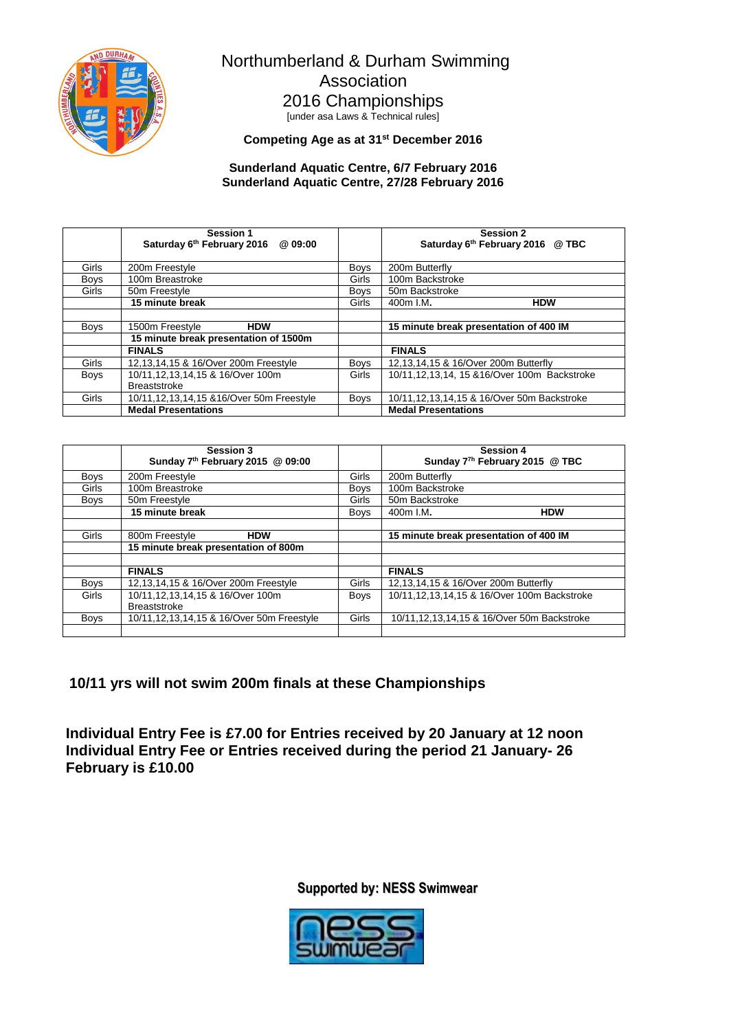# Northumberland & Durham Swimming Association 2016 Championships

[under asa Laws & Technical rules]

**Competing Age as at 31st December 2016**

**Sunderland Aquatic Centre, 6/7 February 2016**
**Sunderland Aquatic Centre, 27/28 February 2016**

| | **Session 1** Saturday 6th February 2016 @ 09:00 | | **Session 2** Saturday 6th February 2016 @ TBC |
|---|---|---|---|
| Girls | 200m Freestyle | Boys | 200m Butterfly |
| Boys | 100m Breastroke | Girls | 100m Backstroke |
| Girls | 50m Freestyle | Boys | 50m Backstroke |
| | **15 minute break** | Girls | 400m I.M. **HDW** |
| | | | |
| Boys | 1500m Freestyle **HDW** | | **15 minute break presentation of 400 IM** |
| | **15 minute break presentation of 1500m** | | |
| | **FINALS** | | **FINALS** |
| Girls | 12,13,14,15 & 16/Over 200m Freestyle | Boys | 12,13,14,15 & 16/Over 200m Butterfly |
| Boys | 10/11,12,13,14,15 & 16/Over 100m Breaststroke | Girls | 10/11,12,13,14, 15 &16/Over 100m Backstroke |
| Girls | 10/11,12,13,14,15 &16/Over 50m Freestyle | Boys | 10/11,12,13,14,15 & 16/Over 50m Backstroke |
| | **Medal Presentations** | | **Medal Presentations** |

| | **Session 3** Sunday 7th February 2015 @ 09:00 | | **Session 4** Sunday 7th February 2015 @ TBC |
|---|---|---|---|
| Boys | 200m Freestyle | Girls | 200m Butterfly |
| Girls | 100m Breastroke | Boys | 100m Backstroke |
| Boys | 50m Freestyle | Girls | 50m Backstroke |
| | **15 minute break** | Boys | 400m I.M. **HDW** |
| | | | |
| Girls | 800m Freestyle **HDW** | | **15 minute break presentation of 400 IM** |
| | **15 minute break presentation of 800m** | | |
| | | | |
| | **FINALS** | | **FINALS** |
| Boys | 12,13,14,15 & 16/Over 200m Freestyle | Girls | 12,13,14,15 & 16/Over 200m Butterfly |
| Girls | 10/11,12,13,14,15 & 16/Over 100m Breaststroke | Boys | 10/11,12,13,14,15 & 16/Over 100m Backstroke |
| Boys | 10/11,12,13,14,15 & 16/Over 50m Freestyle | Girls | 10/11,12,13,14,15 & 16/Over 50m Backstroke |
| | | | |

**10/11 yrs will not swim 200m finals at these Championships**

**Individual Entry Fee is £7.00 for Entries received by 20 January at 12 noon**
**Individual Entry Fee or Entries received during the period 21 January- 26 February is £10.00**

**Supported by: NESS Swimwear**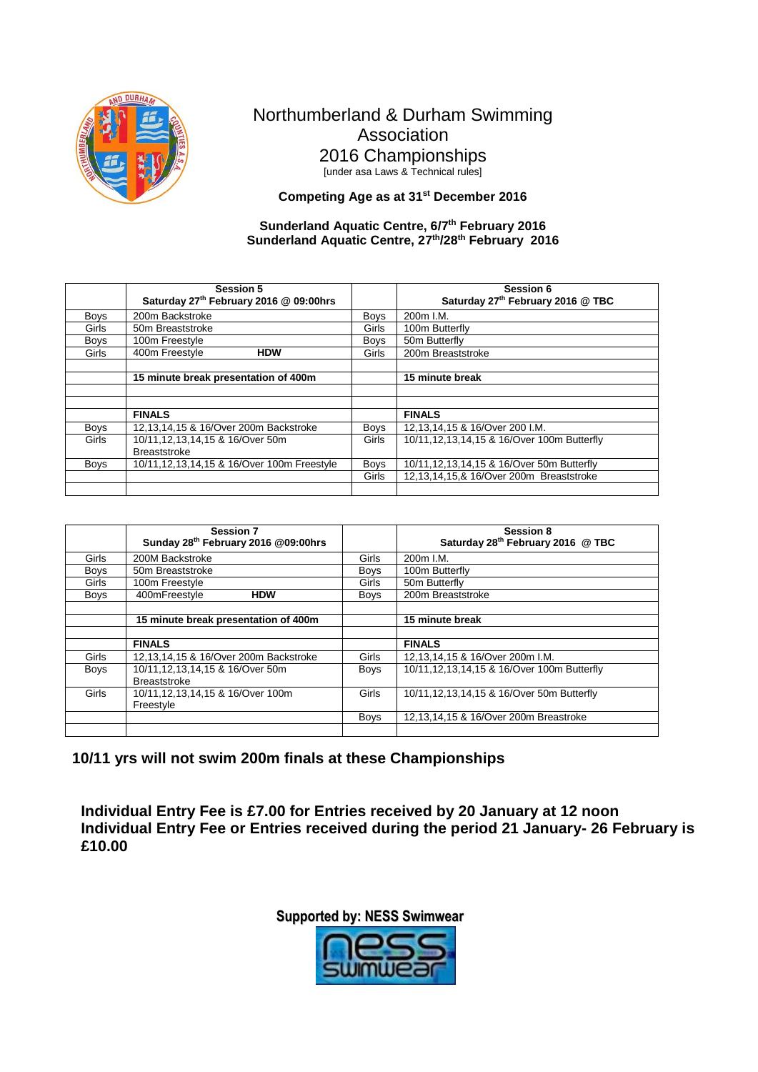# Northumberland & Durham Swimming Association 2016 Championships

[under asa Laws & Technical rules]

**Competing Age as at 31st December 2016**

**Sunderland Aquatic Centre, 6/7th February 2016**
**Sunderland Aquatic Centre, 27th/28th February 2016**

| | Session 5 Saturday 27th February 2016 @ 09:00hrs | | Session 6 Saturday 27th February 2016 @ TBC |
|---|---|---|---|
| Boys | 200m Backstroke | Boys | 200m I.M. |
| Girls | 50m Breaststroke | Girls | 100m Butterfly |
| Boys | 100m Freestyle | Boys | 50m Butterfly |
| Girls | 400m Freestyle **HDW** | Girls | 200m Breaststroke |
| | | | |
| | **15 minute break presentation of 400m** | | **15 minute break** |
| | | | |
| | | | |
| | **FINALS** | | **FINALS** |
| Boys | 12,13,14,15 & 16/Over 200m Backstroke | Boys | 12,13,14,15 & 16/Over 200 I.M. |
| Girls | 10/11,12,13,14,15 & 16/Over 50m Breaststroke | Girls | 10/11,12,13,14,15 & 16/Over 100m Butterfly |
| Boys | 10/11,12,13,14,15 & 16/Over 100m Freestyle | Boys | 10/11,12,13,14,15 & 16/Over 50m Butterfly |
| | | Girls | 12,13,14,15,& 16/Over 200m Breaststroke |
| | | | |

| | Session 7 Sunday 28th February 2016 @09:00hrs | | Session 8 Saturday 28th February 2016 @ TBC |
|---|---|---|---|
| Girls | 200M Backstroke | Girls | 200m I.M. |
| Boys | 50m Breaststroke | Boys | 100m Butterfly |
| Girls | 100m Freestyle | Girls | 50m Butterfly |
| Boys | 400mFreestyle **HDW** | Boys | 200m Breaststroke |
| | | | |
| | **15 minute break presentation of 400m** | | **15 minute break** |
| | | | |
| | **FINALS** | | **FINALS** |
| Girls | 12,13,14,15 & 16/Over 200m Backstroke | Girls | 12,13,14,15 & 16/Over 200m I.M. |
| Boys | 10/11,12,13,14,15 & 16/Over 50m Breaststroke | Boys | 10/11,12,13,14,15 & 16/Over 100m Butterfly |
| Girls | 10/11,12,13,14,15 & 16/Over 100m Freestyle | Girls | 10/11,12,13,14,15 & 16/Over 50m Butterfly |
| | | Boys | 12,13,14,15 & 16/Over 200m Breastroke |
| | | | |

**10/11 yrs will not swim 200m finals at these Championships**

**Individual Entry Fee is £7.00 for Entries received by 20 January at 12 noon**
**Individual Entry Fee or Entries received during the period 21 January- 26 February is £10.00**

**Supported by: NESS Swimwear**